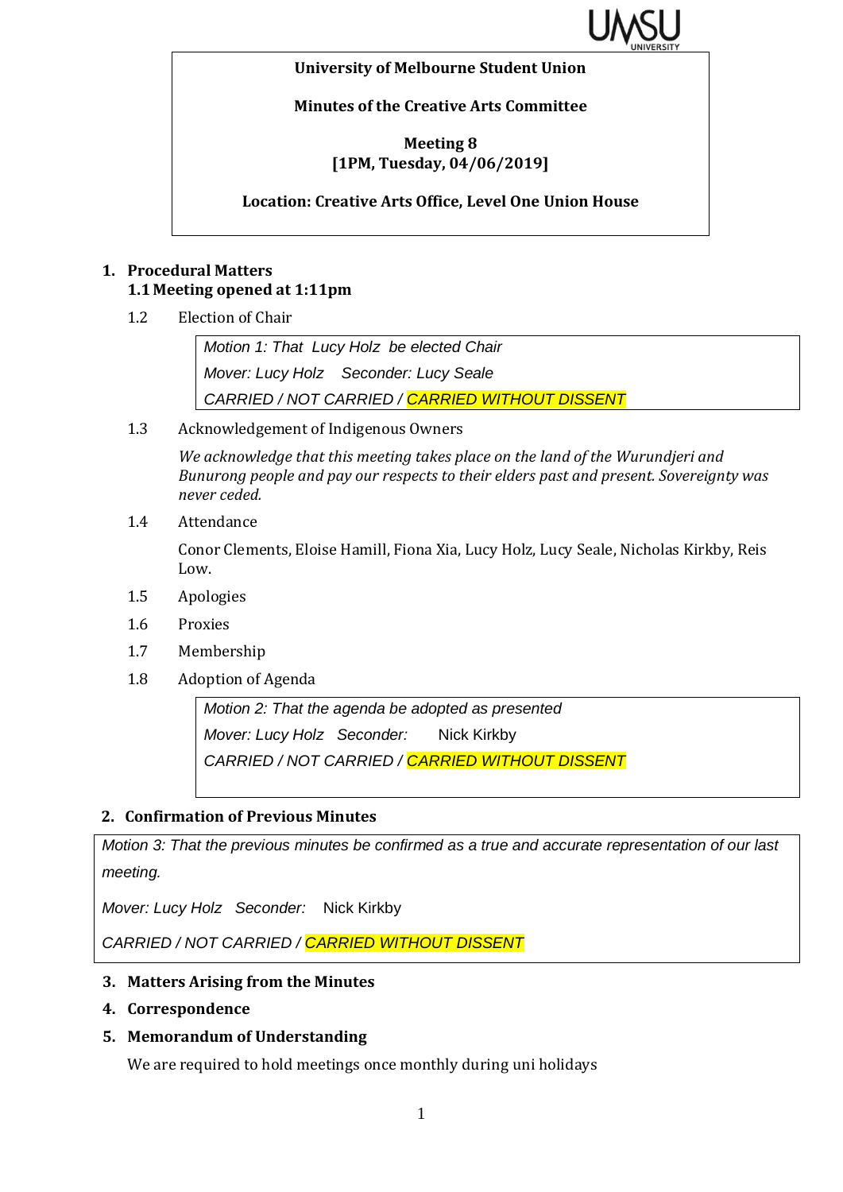**University of Melbourne Student Union**

**Minutes of the Creative Arts Committee**

**Meeting 8**
**[1PM, Tuesday, 04/06/2019]**

**Location: Creative Arts Office, Level One Union House**

## 1. Procedural Matters

### 1.1 Meeting opened at 1:11pm

1.2 Election of Chair

> *Motion 1: That Lucy Holz be elected Chair*
>
> *Mover: Lucy Holz Seconder: Lucy Seale*
>
> *CARRIED / NOT CARRIED / CARRIED WITHOUT DISSENT*

1.3 Acknowledgement of Indigenous Owners

*We acknowledge that this meeting takes place on the land of the Wurundjeri and Bunurong people and pay our respects to their elders past and present. Sovereignty was never ceded.*

1.4 Attendance

Conor Clements, Eloise Hamill, Fiona Xia, Lucy Holz, Lucy Seale, Nicholas Kirkby, Reis Low.

1.5 Apologies

1.6 Proxies

1.7 Membership

1.8 Adoption of Agenda

> *Motion 2: That the agenda be adopted as presented*
>
> *Mover: Lucy Holz Seconder:* Nick Kirkby
>
> *CARRIED / NOT CARRIED / CARRIED WITHOUT DISSENT*

## 2. Confirmation of Previous Minutes

> *Motion 3: That the previous minutes be confirmed as a true and accurate representation of our last meeting.*
>
> *Mover: Lucy Holz Seconder:* Nick Kirkby
>
> *CARRIED / NOT CARRIED / CARRIED WITHOUT DISSENT*

## 3. Matters Arising from the Minutes

## 4. Correspondence

## 5. Memorandum of Understanding

We are required to hold meetings once monthly during uni holidays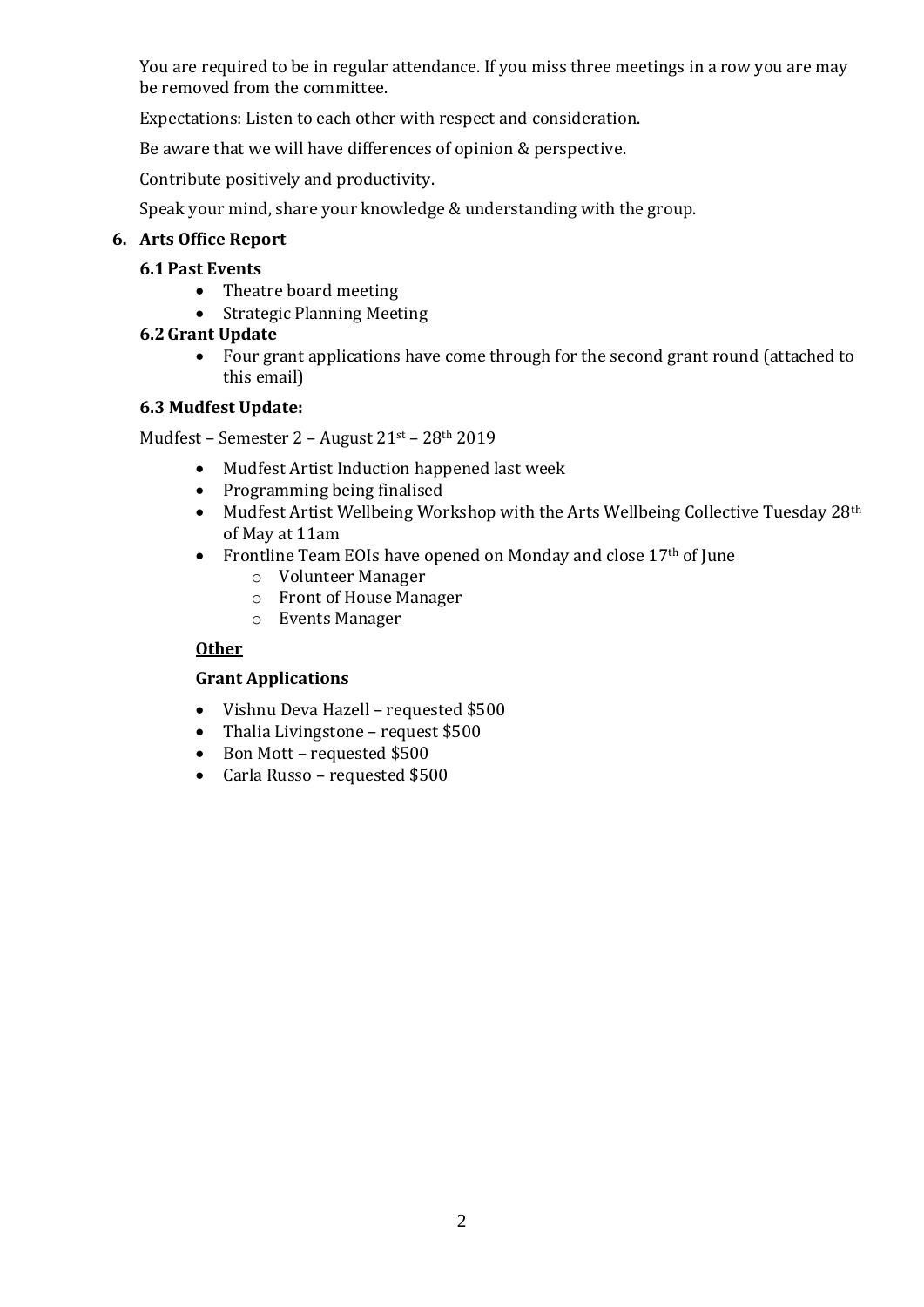You are required to be in regular attendance. If you miss three meetings in a row you are may be removed from the committee.

Expectations: Listen to each other with respect and consideration.

Be aware that we will have differences of opinion & perspective.

Contribute positively and productivity.

Speak your mind, share your knowledge & understanding with the group.

## 6. Arts Office Report

### 6.1 Past Events

- Theatre board meeting
- Strategic Planning Meeting

### 6.2 Grant Update

- Four grant applications have come through for the second grant round (attached to this email)

### 6.3 Mudfest Update:

Mudfest – Semester 2 – August 21st – 28th 2019

- Mudfest Artist Induction happened last week
- Programming being finalised
- Mudfest Artist Wellbeing Workshop with the Arts Wellbeing Collective Tuesday 28th of May at 11am
- Frontline Team EOIs have opened on Monday and close 17th of June
  - Volunteer Manager
  - Front of House Manager
  - Events Manager

**<u>Other</u>**

**Grant Applications**

- Vishnu Deva Hazell – requested $500
- Thalia Livingstone – request $500
- Bon Mott – requested $500
- Carla Russo – requested $500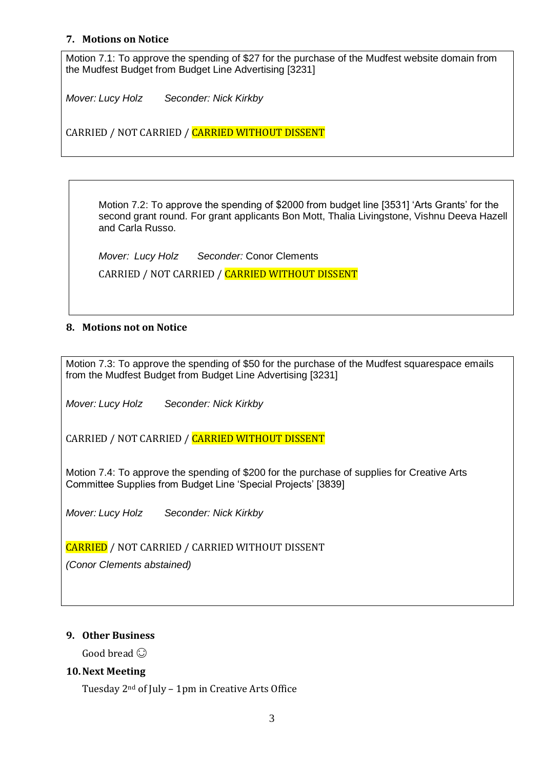## 7. Motions on Notice

Motion 7.1: To approve the spending of $27 for the purchase of the Mudfest website domain from the Mudfest Budget from Budget Line Advertising [3231]

*Mover: Lucy Holz* *Seconder: Nick Kirkby*

CARRIED / NOT CARRIED / **CARRIED WITHOUT DISSENT**

Motion 7.2: To approve the spending of $2000 from budget line [3531] 'Arts Grants' for the second grant round. For grant applicants Bon Mott, Thalia Livingstone, Vishnu Deeva Hazell and Carla Russo.

*Mover: Lucy Holz* *Seconder:* Conor Clements

CARRIED / NOT CARRIED / **CARRIED WITHOUT DISSENT**

## 8. Motions not on Notice

Motion 7.3: To approve the spending of $50 for the purchase of the Mudfest squarespace emails from the Mudfest Budget from Budget Line Advertising [3231]

*Mover: Lucy Holz* *Seconder: Nick Kirkby*

CARRIED / NOT CARRIED / **CARRIED WITHOUT DISSENT**

Motion 7.4: To approve the spending of $200 for the purchase of supplies for Creative Arts Committee Supplies from Budget Line 'Special Projects' [3839]

*Mover: Lucy Holz* *Seconder: Nick Kirkby*

**CARRIED** / NOT CARRIED / CARRIED WITHOUT DISSENT

*(Conor Clements abstained)*

## 9. Other Business

Good bread ☺

## 10. Next Meeting

Tuesday 2nd of July – 1pm in Creative Arts Office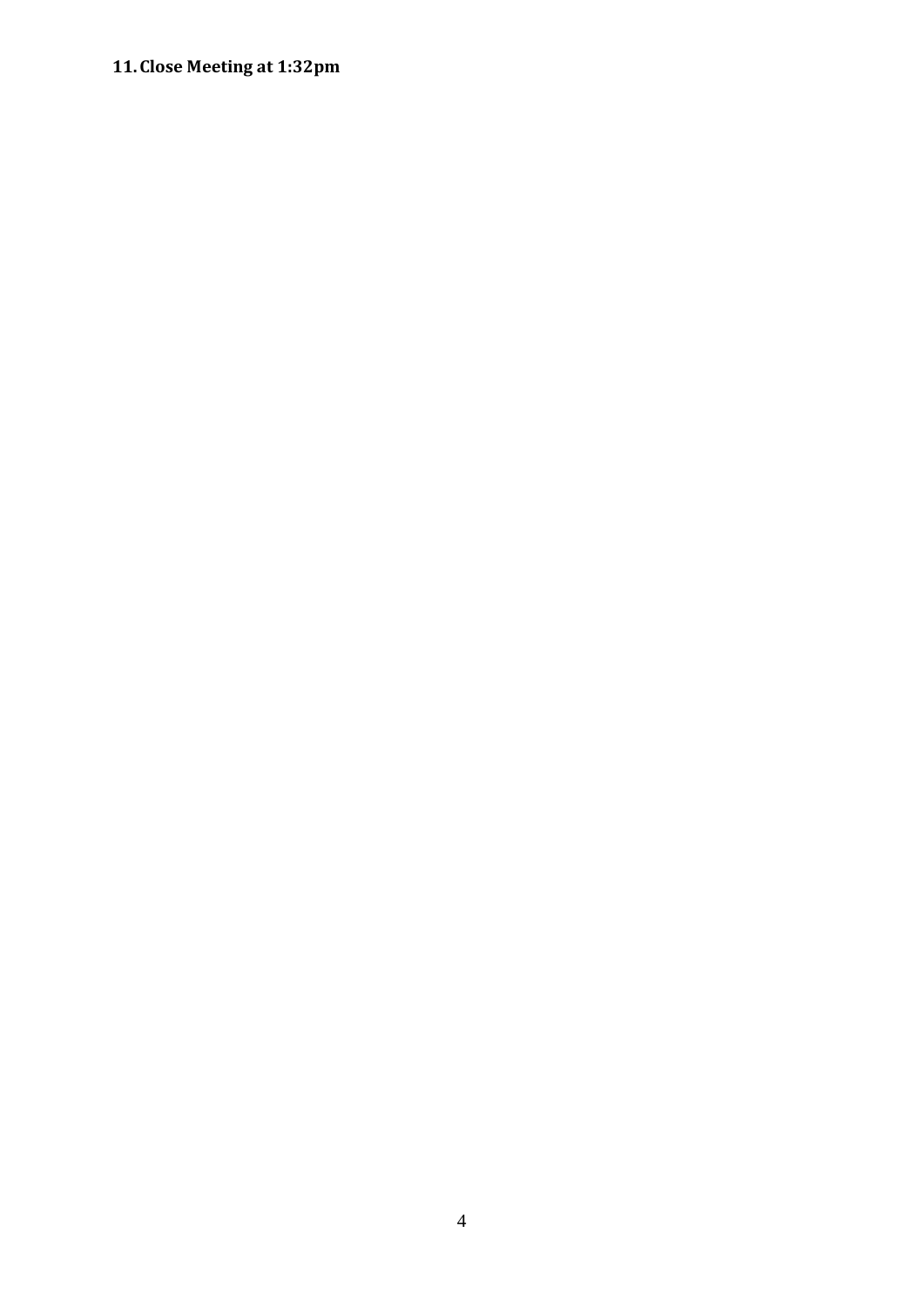**11. Close Meeting at 1:32pm**